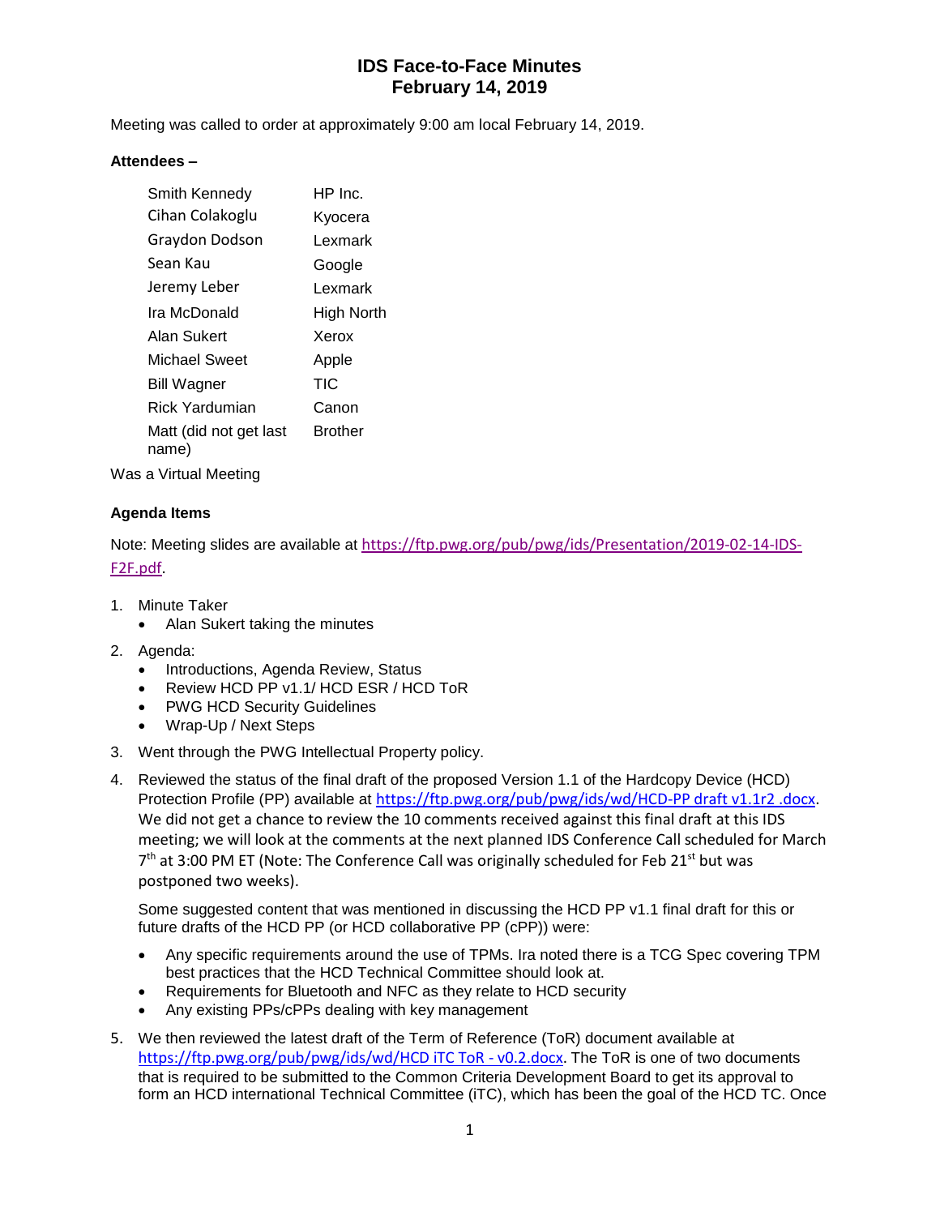# IDS Face-to-Face Minutes
# February 14, 2019

Meeting was called to order at approximately 9:00 am local February 14, 2019.

**Attendees –**

| | |
|---|---|
| Smith Kennedy | HP Inc. |
| Cihan Colakoglu | Kyocera |
| Graydon Dodson | Lexmark |
| Sean Kau | Google |
| Jeremy Leber | Lexmark |
| Ira McDonald | High North |
| Alan Sukert | Xerox |
| Michael Sweet | Apple |
| Bill Wagner | TIC |
| Rick Yardumian | Canon |
| Matt (did not get last name) | Brother |

Was a Virtual Meeting

**Agenda Items**

Note: Meeting slides are available at https://ftp.pwg.org/pub/pwg/ids/Presentation/2019-02-14-IDS-F2F.pdf.

1. Minute Taker
   - Alan Sukert taking the minutes
2. Agenda:
   - Introductions, Agenda Review, Status
   - Review HCD PP v1.1/ HCD ESR / HCD ToR
   - PWG HCD Security Guidelines
   - Wrap-Up / Next Steps
3. Went through the PWG Intellectual Property policy.
4. Reviewed the status of the final draft of the proposed Version 1.1 of the Hardcopy Device (HCD) Protection Profile (PP) available at https://ftp.pwg.org/pub/pwg/ids/wd/HCD-PP draft v1.1r2 .docx. We did not get a chance to review the 10 comments received against this final draft at this IDS meeting; we will look at the comments at the next planned IDS Conference Call scheduled for March 7th at 3:00 PM ET (Note: The Conference Call was originally scheduled for Feb 21st but was postponed two weeks).

   Some suggested content that was mentioned in discussing the HCD PP v1.1 final draft for this or future drafts of the HCD PP (or HCD collaborative PP (cPP)) were:

   - Any specific requirements around the use of TPMs. Ira noted there is a TCG Spec covering TPM best practices that the HCD Technical Committee should look at.
   - Requirements for Bluetooth and NFC as they relate to HCD security
   - Any existing PPs/cPPs dealing with key management
5. We then reviewed the latest draft of the Term of Reference (ToR) document available at https://ftp.pwg.org/pub/pwg/ids/wd/HCD iTC ToR - v0.2.docx. The ToR is one of two documents that is required to be submitted to the Common Criteria Development Board to get its approval to form an HCD international Technical Committee (iTC), which has been the goal of the HCD TC. Once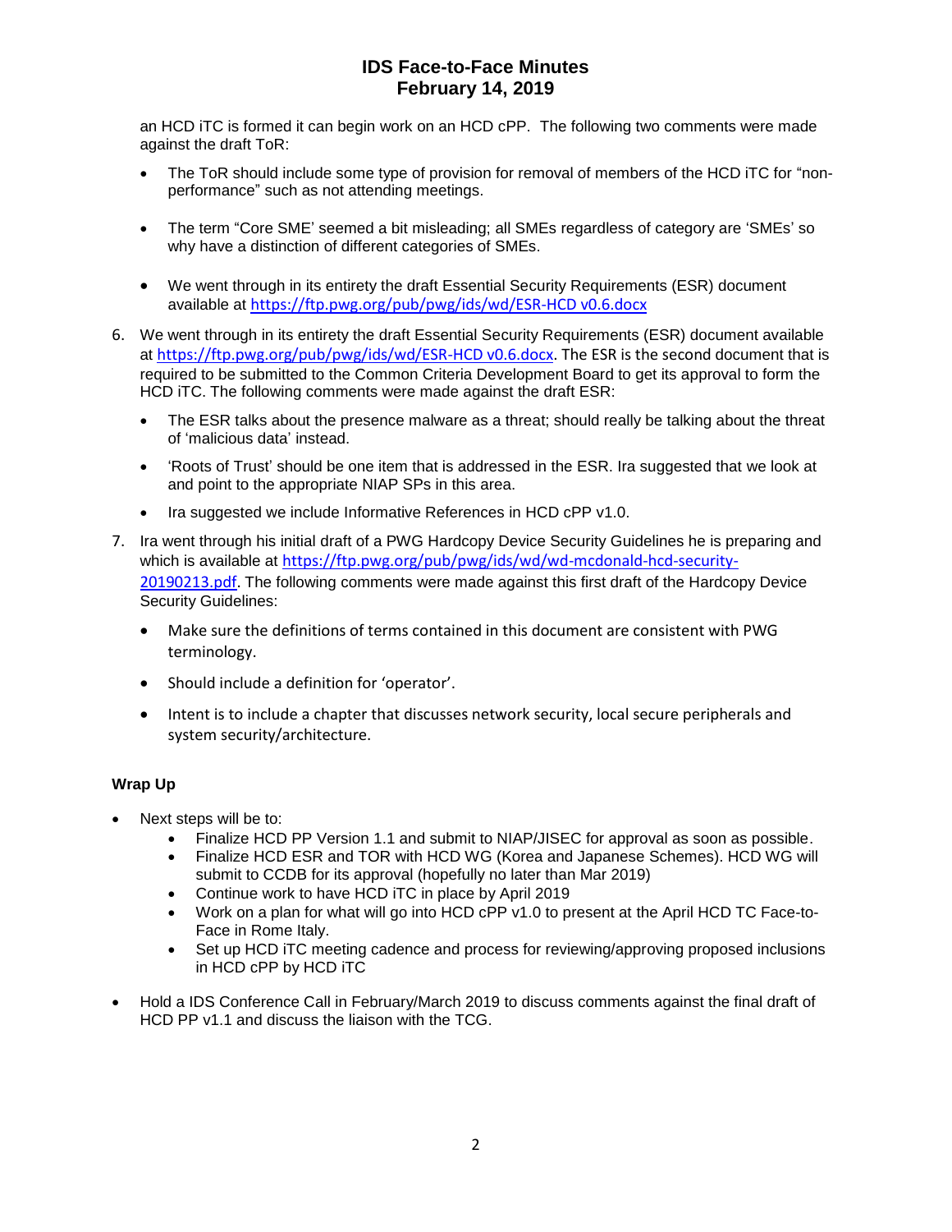an HCD iTC is formed it can begin work on an HCD cPP. The following two comments were made against the draft ToR:

- The ToR should include some type of provision for removal of members of the HCD iTC for "non-performance" such as not attending meetings.

- The term "Core SME' seemed a bit misleading; all SMEs regardless of category are 'SMEs' so why have a distinction of different categories of SMEs.

- We went through in its entirety the draft Essential Security Requirements (ESR) document available at https://ftp.pwg.org/pub/pwg/ids/wd/ESR-HCD v0.6.docx

6. We went through in its entirety the draft Essential Security Requirements (ESR) document available at https://ftp.pwg.org/pub/pwg/ids/wd/ESR-HCD v0.6.docx. The ESR is the second document that is required to be submitted to the Common Criteria Development Board to get its approval to form the HCD iTC. The following comments were made against the draft ESR:

   - The ESR talks about the presence malware as a threat; should really be talking about the threat of 'malicious data' instead.
   - 'Roots of Trust' should be one item that is addressed in the ESR. Ira suggested that we look at and point to the appropriate NIAP SPs in this area.
   - Ira suggested we include Informative References in HCD cPP v1.0.

7. Ira went through his initial draft of a PWG Hardcopy Device Security Guidelines he is preparing and which is available at https://ftp.pwg.org/pub/pwg/ids/wd/wd-mcdonald-hcd-security-20190213.pdf. The following comments were made against this first draft of the Hardcopy Device Security Guidelines:

   - Make sure the definitions of terms contained in this document are consistent with PWG terminology.
   - Should include a definition for 'operator'.
   - Intent is to include a chapter that discusses network security, local secure peripherals and system security/architecture.

### Wrap Up

- Next steps will be to:
  - Finalize HCD PP Version 1.1 and submit to NIAP/JISEC for approval as soon as possible.
  - Finalize HCD ESR and TOR with HCD WG (Korea and Japanese Schemes). HCD WG will submit to CCDB for its approval (hopefully no later than Mar 2019)
  - Continue work to have HCD iTC in place by April 2019
  - Work on a plan for what will go into HCD cPP v1.0 to present at the April HCD TC Face-to-Face in Rome Italy.
  - Set up HCD iTC meeting cadence and process for reviewing/approving proposed inclusions in HCD cPP by HCD iTC

- Hold a IDS Conference Call in February/March 2019 to discuss comments against the final draft of HCD PP v1.1 and discuss the liaison with the TCG.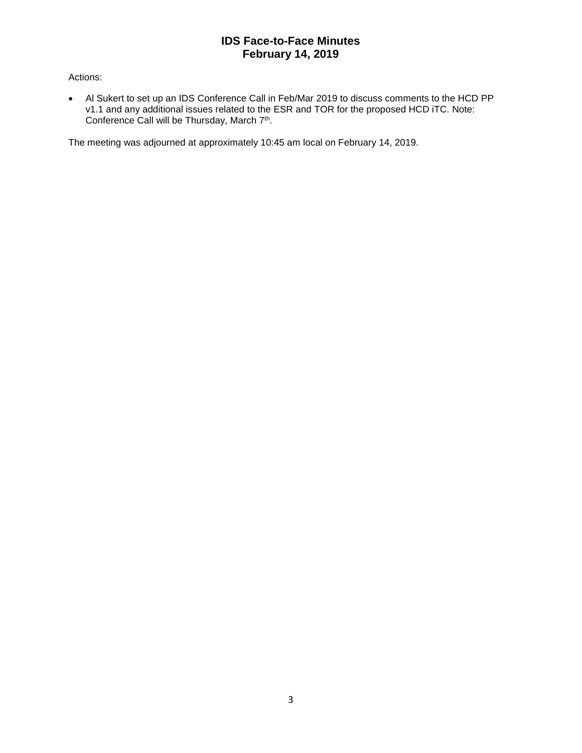Actions:

- Al Sukert to set up an IDS Conference Call in Feb/Mar 2019 to discuss comments to the HCD PP v1.1 and any additional issues related to the ESR and TOR for the proposed HCD iTC. Note: Conference Call will be Thursday, March 7th.

The meeting was adjourned at approximately 10:45 am local on February 14, 2019.